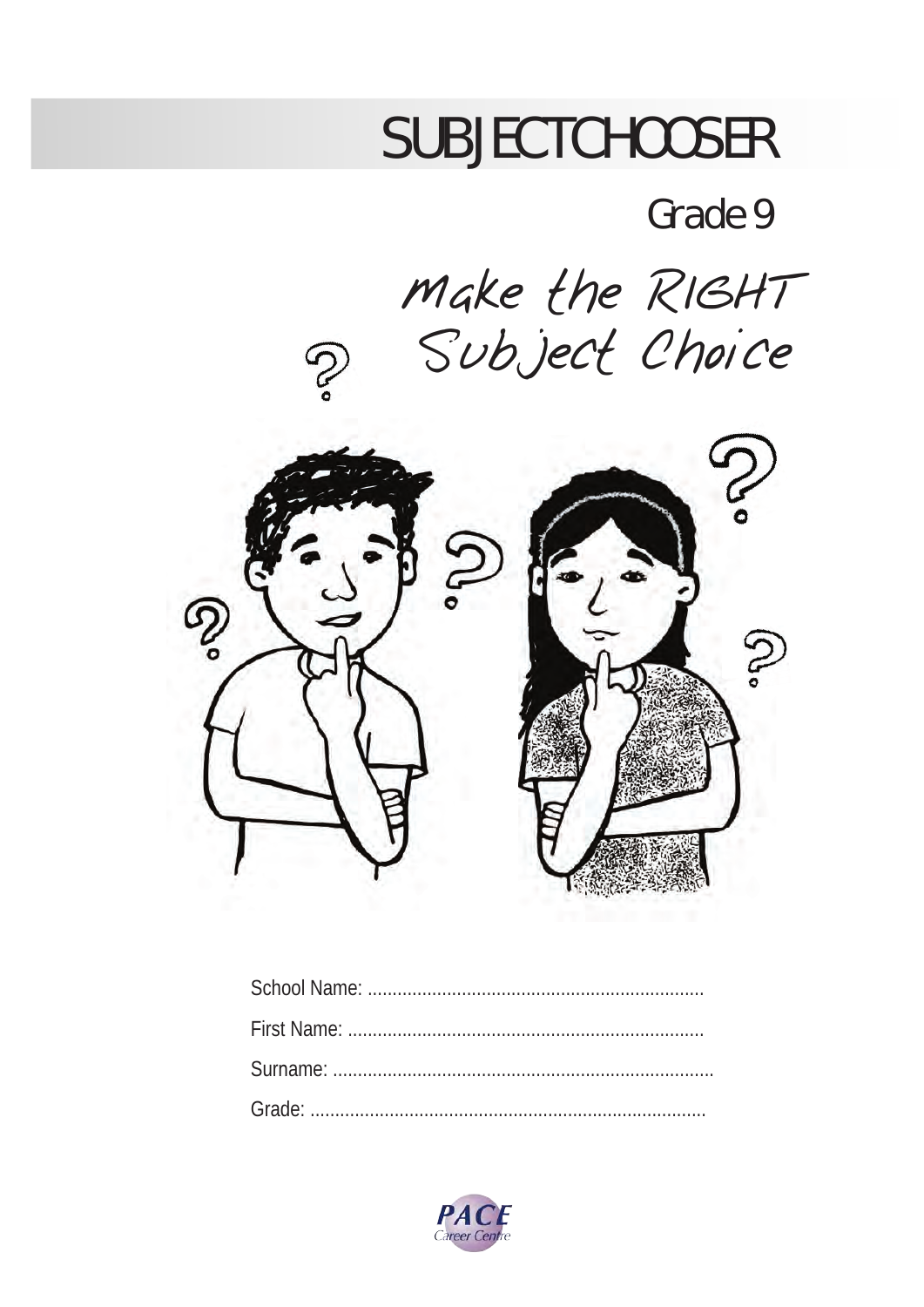# SUBJECTCHOOSER

## Grade 9

### Make the RIGHT Subject Choice

School Name: ....................................................................

First Name: ........................................................................

Surname: .............................................................................

Grade: ................................................................................

PACE Career Centre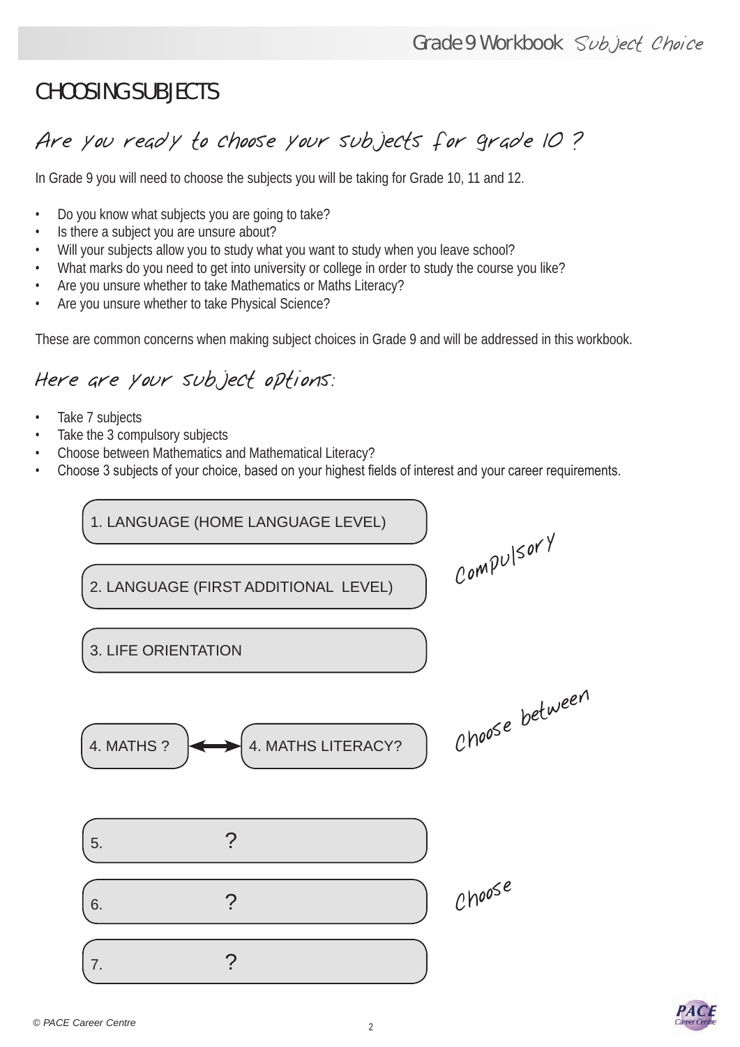# CHOOSING SUBJECTS

## Are you ready to choose your subjects for grade 10 ?

In Grade 9 you will need to choose the subjects you will be taking for Grade 10, 11 and 12.

- Do you know what subjects you are going to take?
- Is there a subject you are unsure about?
- Will your subjects allow you to study what you want to study when you leave school?
- What marks do you need to get into university or college in order to study the course you like?
- Are you unsure whether to take Mathematics or Maths Literacy?
- Are you unsure whether to take Physical Science?

These are common concerns when making subject choices in Grade 9 and will be addressed in this workbook.

## Here are your subject options:

- Take 7 subjects
- Take the 3 compulsory subjects
- Choose between Mathematics and Mathematical Literacy?
- Choose 3 subjects of your choice, based on your highest fields of interest and your career requirements.

*Compulsory*

1. LANGUAGE (HOME LANGUAGE LEVEL)
2. LANGUAGE (FIRST ADDITIONAL LEVEL)
3. LIFE ORIENTATION

*Choose between*

4. MATHS ? ⟷ 4. MATHS LITERACY?

*Choose*

5. ?
6. ?
7. ?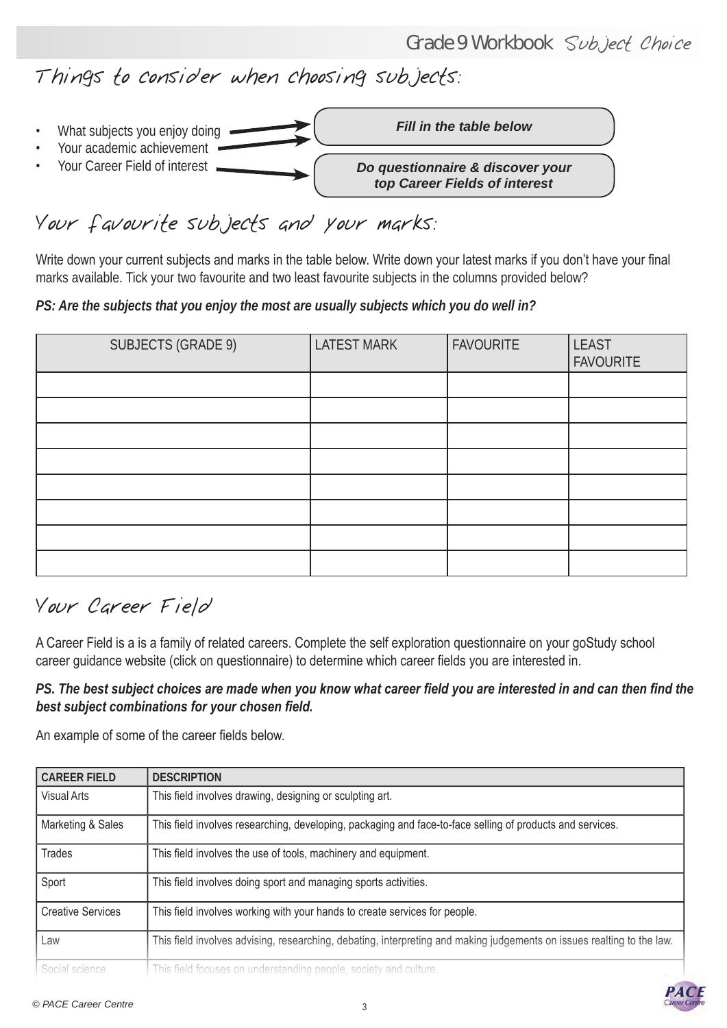## Things to consider when choosing subjects:

- What subjects you enjoy doing → ***Fill in the table below***
- Your academic achievement → ***Fill in the table below***
- Your Career Field of interest → ***Do questionnaire & discover your top Career Fields of interest***

## Your favourite subjects and your marks:

Write down your current subjects and marks in the table below. Write down your latest marks if you don't have your final marks available. Tick your two favourite and two least favourite subjects in the columns provided below?

***PS: Are the subjects that you enjoy the most are usually subjects which you do well in?***

| SUBJECTS (GRADE 9) | LATEST MARK | FAVOURITE | LEAST FAVOURITE |
|---|---|---|---|
| | | | |
| | | | |
| | | | |
| | | | |
| | | | |
| | | | |
| | | | |
| | | | |

## Your Career Field

A Career Field is a is a family of related careers. Complete the self exploration questionnaire on your goStudy school career guidance website (click on questionnaire) to determine which career fields you are interested in.

***PS. The best subject choices are made when you know what career field you are interested in and can then find the best subject combinations for your chosen field.***

An example of some of the career fields below.

| CAREER FIELD | DESCRIPTION |
|---|---|
| Visual Arts | This field involves drawing, designing or sculpting art. |
| Marketing & Sales | This field involves researching, developing, packaging and face-to-face selling of products and services. |
| Trades | This field involves the use of tools, machinery and equipment. |
| Sport | This field involves doing sport and managing sports activities. |
| Creative Services | This field involves working with your hands to create services for people. |
| Law | This field involves advising, researching, debating, interpreting and making judgements on issues realting to the law. |
| Social science | This field focuses on understanding people, society and culture. |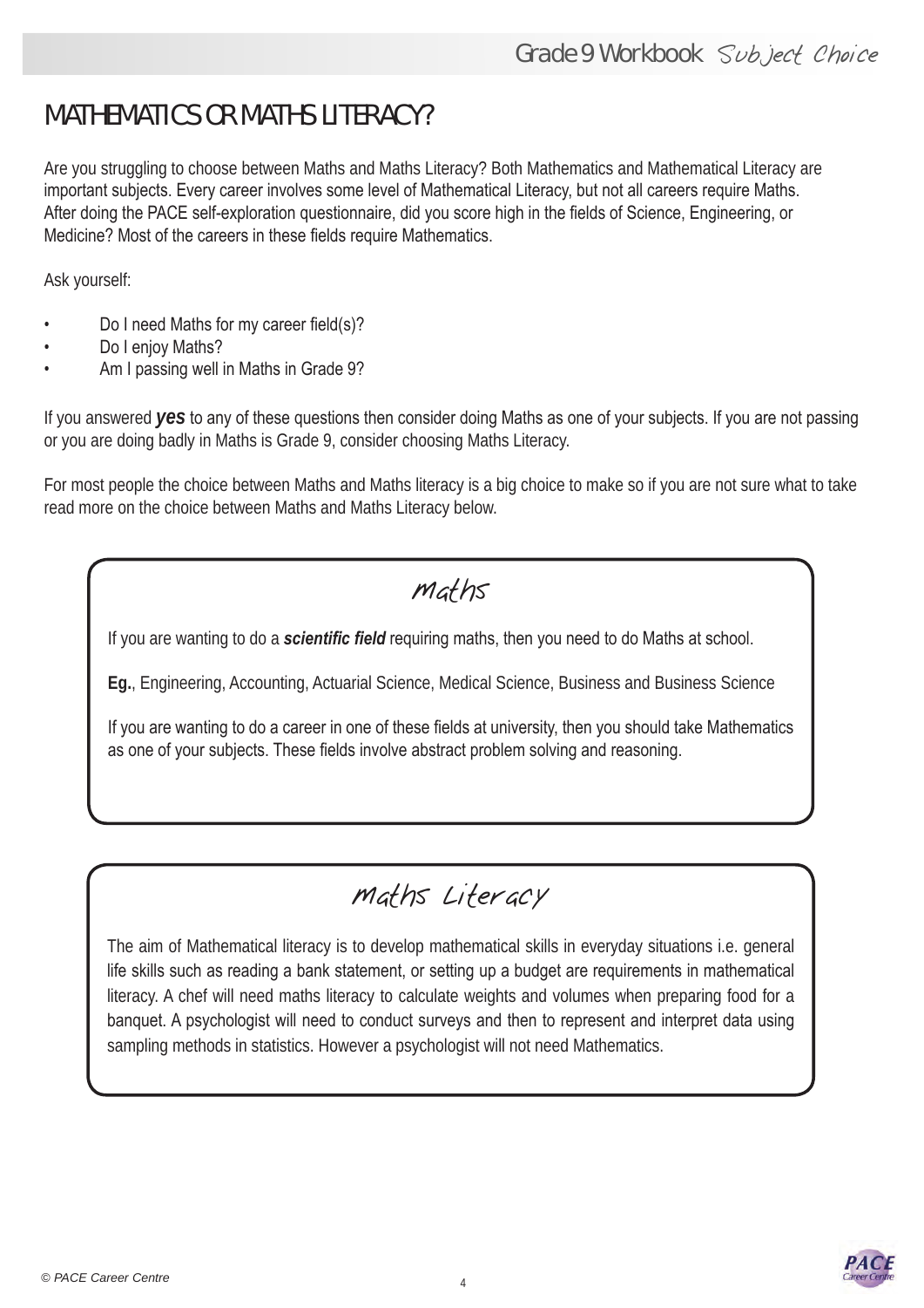# MATHEMATICS OR MATHS LITERACY?

Are you struggling to choose between Maths and Maths Literacy? Both Mathematics and Mathematical Literacy are important subjects. Every career involves some level of Mathematical Literacy, but not all careers require Maths. After doing the PACE self-exploration questionnaire, did you score high in the fields of Science, Engineering, or Medicine? Most of the careers in these fields require Mathematics.

Ask yourself:

- Do I need Maths for my career field(s)?
- Do I enjoy Maths?
- Am I passing well in Maths in Grade 9?

If you answered ***yes*** to any of these questions then consider doing Maths as one of your subjects. If you are not passing or you are doing badly in Maths is Grade 9, consider choosing Maths Literacy.

For most people the choice between Maths and Maths literacy is a big choice to make so if you are not sure what to take read more on the choice between Maths and Maths Literacy below.

## Maths

If you are wanting to do a ***scientific field*** requiring maths, then you need to do Maths at school.

**Eg.**, Engineering, Accounting, Actuarial Science, Medical Science, Business and Business Science

If you are wanting to do a career in one of these fields at university, then you should take Mathematics as one of your subjects. These fields involve abstract problem solving and reasoning.

## Maths Literacy

The aim of Mathematical literacy is to develop mathematical skills in everyday situations i.e. general life skills such as reading a bank statement, or setting up a budget are requirements in mathematical literacy. A chef will need maths literacy to calculate weights and volumes when preparing food for a banquet. A psychologist will need to conduct surveys and then to represent and interpret data using sampling methods in statistics. However a psychologist will not need Mathematics.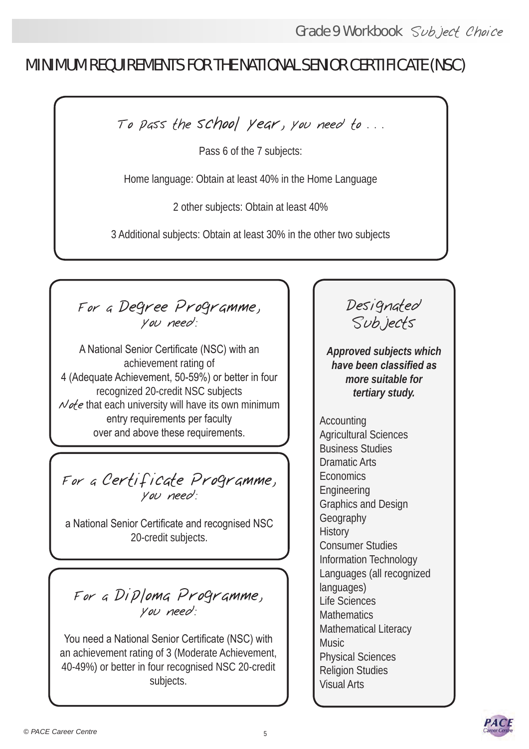# MINIMUM REQUIREMENTS FOR THE NATIONAL SENIOR CERTIFICATE (NSC)

## To pass the school year, you need to . . .

Pass 6 of the 7 subjects:

Home language: Obtain at least 40% in the Home Language

2 other subjects: Obtain at least 40%

3 Additional subjects: Obtain at least 30% in the other two subjects

## For a Degree Programme, you need:

A National Senior Certificate (NSC) with an achievement rating of 4 (Adequate Achievement, 50-59%) or better in four recognized 20-credit NSC subjects

*Note* that each university will have its own minimum entry requirements per faculty over and above these requirements.

## For a Certificate Programme, you need:

a National Senior Certificate and recognised NSC 20-credit subjects.

## For a Diploma Programme, you need:

You need a National Senior Certificate (NSC) with an achievement rating of 3 (Moderate Achievement, 40-49%) or better in four recognised NSC 20-credit subjects.

## Designated Subjects

***Approved subjects which have been classified as more suitable for tertiary study.***

- Accounting
- Agricultural Sciences
- Business Studies
- Dramatic Arts
- Economics
- Engineering
- Graphics and Design
- Geography
- History
- Consumer Studies
- Information Technology
- Languages (all recognized languages)
- Life Sciences
- Mathematics
- Mathematical Literacy
- Music
- Physical Sciences
- Religion Studies
- Visual Arts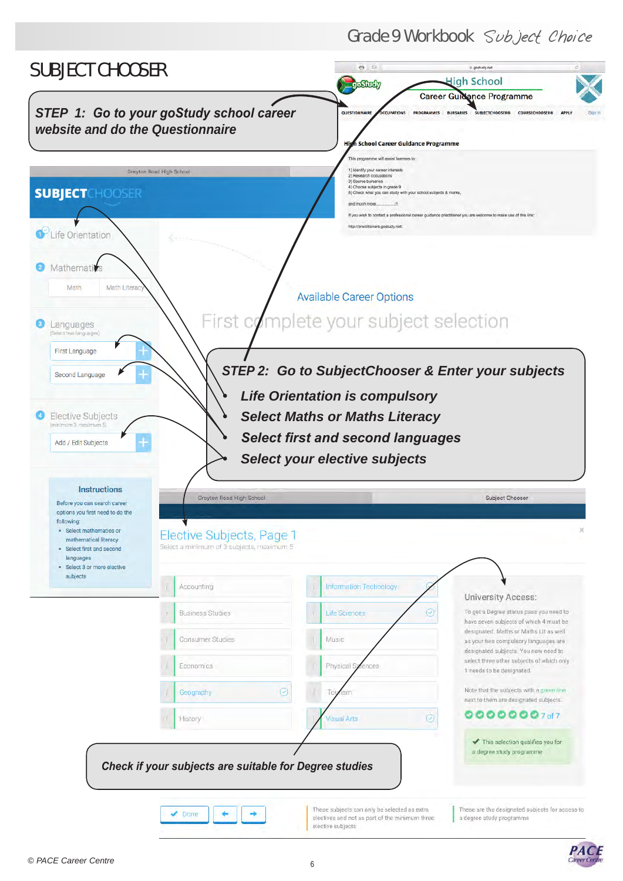# SUBJECT CHOOSER

**_STEP 1: Go to your goStudy school career website and do the Questionnaire_**

goStudy — High School Career Guidance Programme

QUESTIONNAIRE | OCCUPATIONS | PROGRAMMES | BURSARIES | SUBJECTCHOOSER® | COURSECHOOSER® | APPLY | Sign in

**High School Career Guidance Programme**

This programme will assist learners to:

1) Identify your career interests,
2) Research occupations
3) Source bursaries
4) Choose subjects in grade 9
5) Check what you can study with your school subjects & marks,

and much more..............!!

If you wish to contact a professional career guidance practitioner you are welcome to make use of this link:

http://practitioners.gostudy.net/

Greyton Road High School

**SUBJECTCHOOSER**

1. Life Orientation
2. Mathematics — Math | Math Literacy
3. Languages (Select two languages) — First Language | Second Language
4. Elective Subjects (minimum 3, maximum 5) — Add / Edit Subjects

**Instructions**

Before you can search career options you first need to do the following:

- Select mathematics or mathematical literacy
- Select first and second languages
- Select 3 or more elective subjects

Available Career Options

First complete your subject selection

**_STEP 2: Go to SubjectChooser & Enter your subjects_**

- **_Life Orientation is compulsory_**
- **_Select Maths or Maths Literacy_**
- **_Select first and second languages_**
- **_Select your elective subjects_**

Greyton Road High School — Subject Chooser

## Elective Subjects, Page 1

Select a minimum of 3 subjects, maximum 5

| | |
|---|---|
| Accounting | Information Technology |
| Business Studies | Life Sciences |
| Consumer Studies | Music |
| Economics | Physical Sciences |
| Geography | Tourism |
| History | Visual Arts |

**University Access:**

To get a Degree status pass you need to have seven subjects of which 4 must be designated. Maths or Maths Lit as well as your two compulsory languages are designated subjects. You now need to select three other subjects of which only 1 needs to be designated.

Note that the subjects with a green line next to them are designated subjects.

7 of 7

✔ This selection qualifies you for a degree study programme

**_Check if your subjects are suitable for Degree studies_**

Done

These subjects can only be selected as extra electives and not as part of the minimum three elective subjects

These are the designated subjects for access to a degree study programme

© PACE Career Centre

PACE Career Centre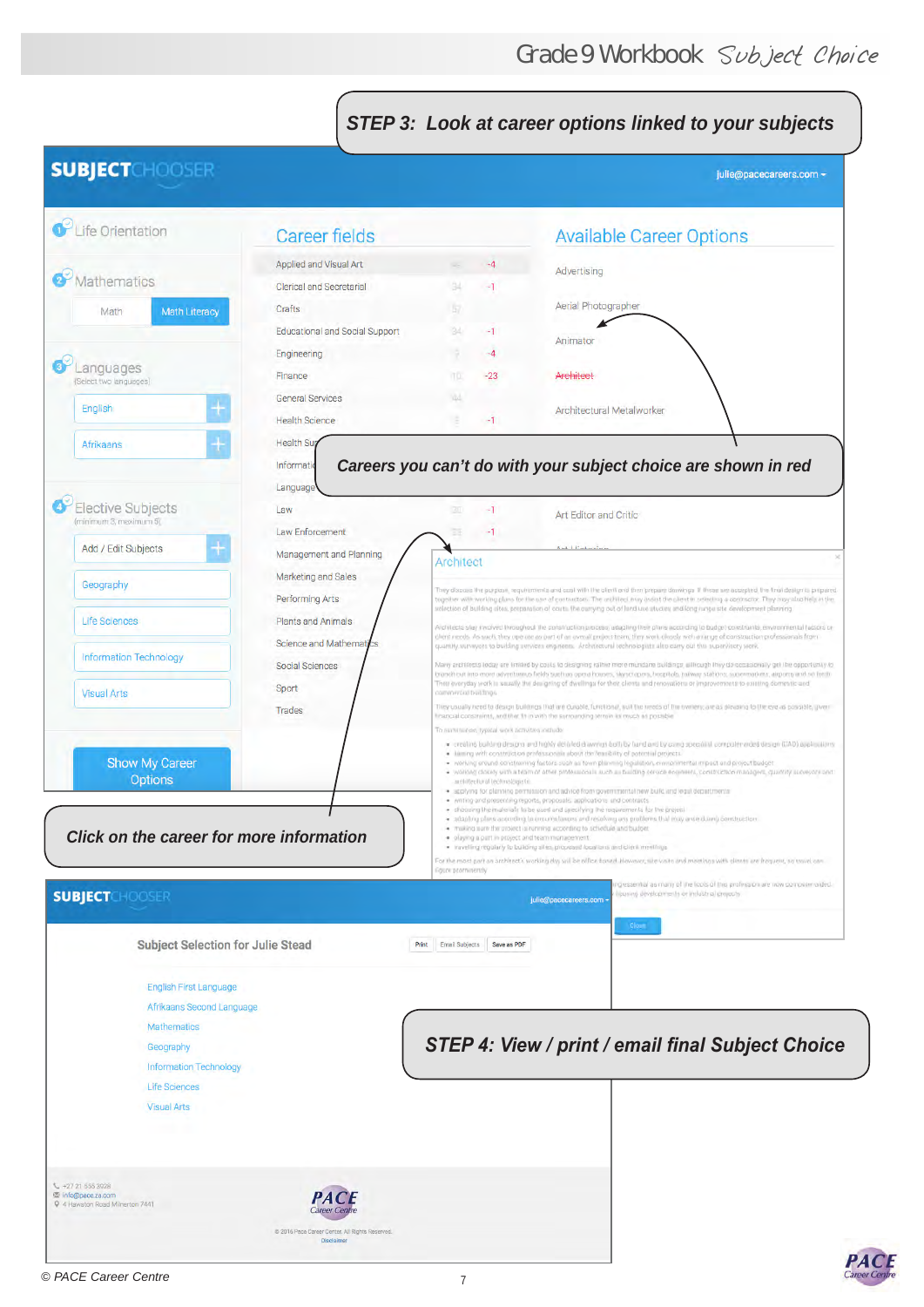## STEP 3: Look at career options linked to your subjects

**SUBJECTCHOOSER** julie@pacecareers.com

1. Life Orientation
2. Mathematics
   - Math | Math Literacy
3. Languages (Select two languages)
   - English
   - Afrikaans
4. Elective Subjects (minimum 3, maximum 5)
   - Add / Edit Subjects
   - Geography
   - Life Sciences
   - Information Technology
   - Visual Arts

Show My Career Options

### Career fields

| Career field | | |
|---|---|---|
| Applied and Visual Art | 46 | -4 |
| Clerical and Secretarial | 34 | -1 |
| Crafts | 57 | |
| Educational and Social Support | 34 | -1 |
| Engineering | 7 | -4 |
| Finance | 10 | -23 |
| General Services | 44 | |
| Health Science | 3 | -1 |
| Health Su... | | |
| Informati... | | |
| Language... | | |
| Law | 20 | -1 |
| Law Enforcement | 23 | -1 |
| Management and Planning | | |
| Marketing and Sales | | |
| Performing Arts | | |
| Plants and Animals | | |
| Science and Mathematics | | |
| Social Sciences | | |
| Sport | | |
| Trades | | |

### Available Career Options

- Advertising
- Aerial Photographer
- Animator
- ~~Architect~~
- Architectural Metalworker
- Art Editor and Critic

**Careers you can't do with your subject choice are shown in red**

**Architect**

**Click on the career for more information**

## STEP 4: View / print / email final Subject Choice

**SUBJECTCHOOSER** julie@pacecareers.com

**Subject Selection for Julie Stead** — Print | Email Subjects | Save as PDF

- English First Language
- Afrikaans Second Language
- Mathematics
- Geography
- Information Technology
- Life Sciences
- Visual Arts

+27 21 555 3028
info@pace.za.com
4 Hawston Road Milnerton 7441

PACE Career Centre

© 2016 Pace Career Centre. All Rights Reserved.
Disclaimer

© PACE Career Centre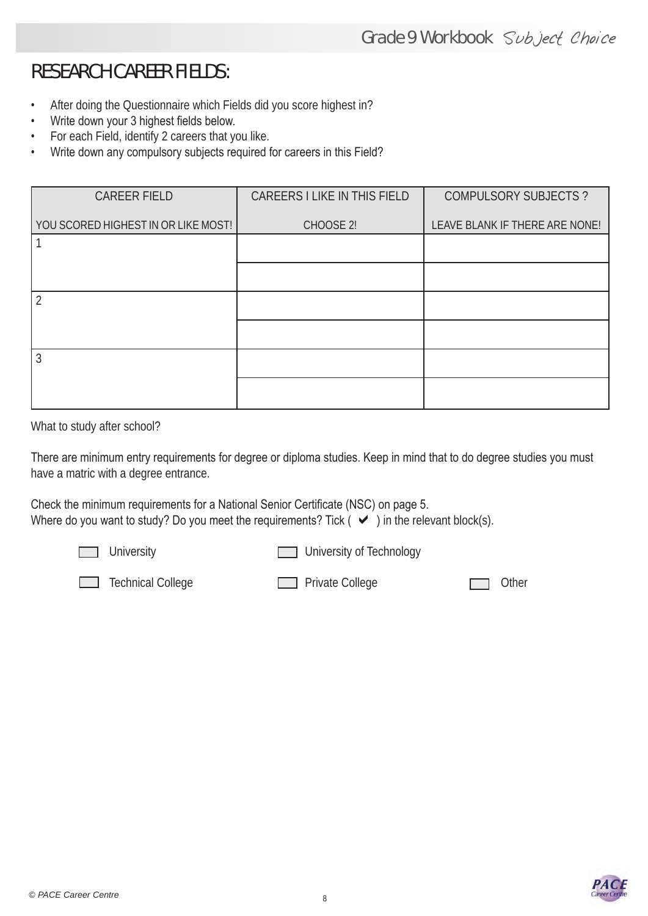# RESEARCH CAREER FIELDS:

- After doing the Questionnaire which Fields did you score highest in?
- Write down your 3 highest fields below.
- For each Field, identify 2 careers that you like.
- Write down any compulsory subjects required for careers in this Field?

| CAREER FIELD<br><br>YOU SCORED HIGHEST IN OR LIKE MOST! | CAREERS I LIKE IN THIS FIELD<br><br>CHOOSE 2! | COMPULSORY SUBJECTS ?<br><br>LEAVE BLANK IF THERE ARE NONE! |
|---|---|---|
| 1 | | |
| | | |
| 2 | | |
| | | |
| 3 | | |
| | | |

What to study after school?

There are minimum entry requirements for degree or diploma studies. Keep in mind that to do degree studies you must have a matric with a degree entrance.

Check the minimum requirements for a National Senior Certificate (NSC) on page 5.
Where do you want to study? Do you meet the requirements? Tick ( ✔ ) in the relevant block(s).

☐ University ☐ University of Technology

☐ Technical College ☐ Private College ☐ Other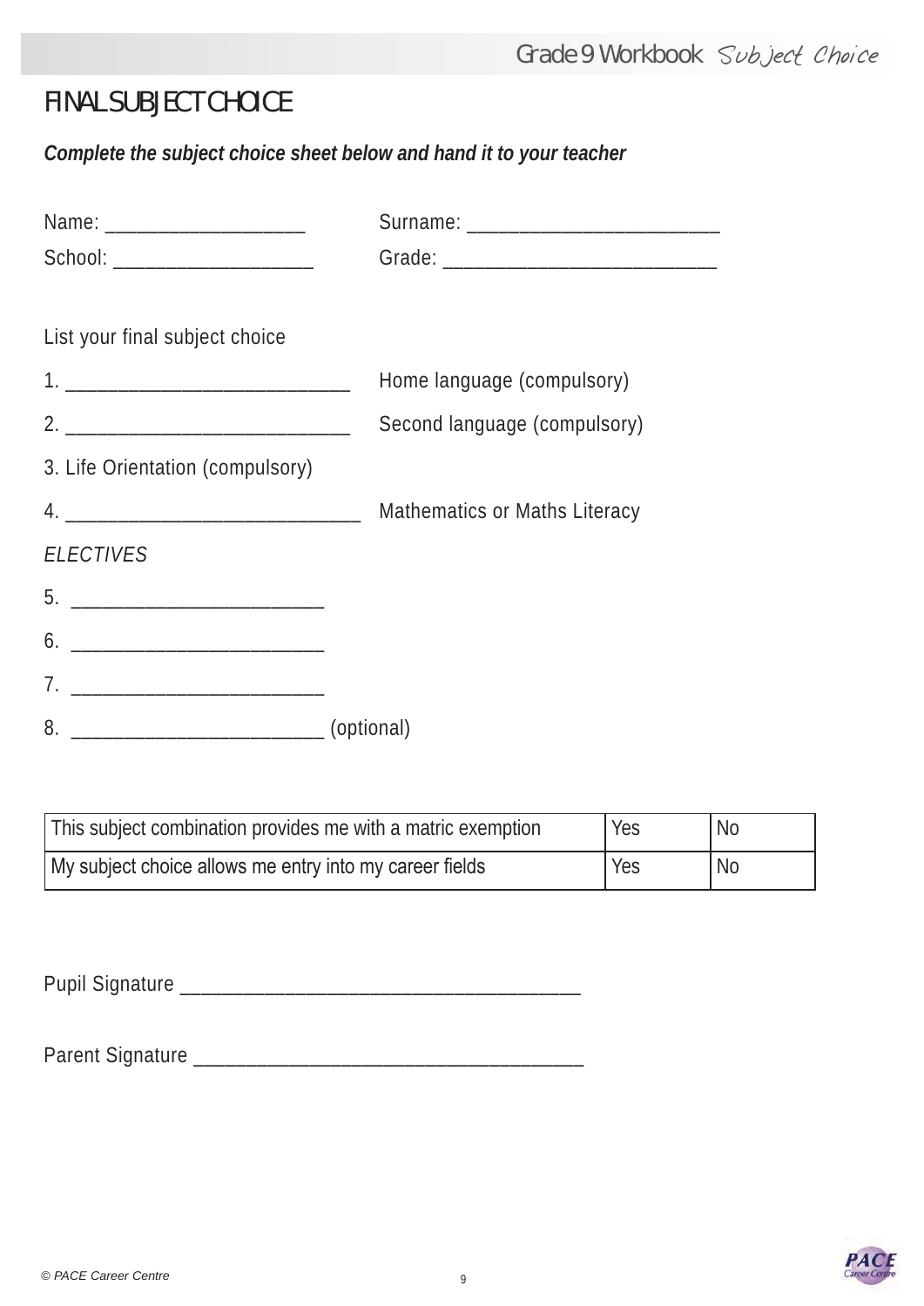# FINAL SUBJECT CHOICE

***Complete the subject choice sheet below and hand it to your teacher***

Name: ___________________ Surname: ________________________

School: ___________________ Grade: __________________________

List your final subject choice

1. ___________________________ Home language (compulsory)

2. ___________________________ Second language (compulsory)

3. Life Orientation (compulsory)

4. ____________________________ Mathematics or Maths Literacy

*ELECTIVES*

5. ________________________

6. ________________________

7. ________________________

8. ________________________ (optional)

| | | |
|---|---|---|
| This subject combination provides me with a matric exemption | Yes | No |
| My subject choice allows me entry into my career fields | Yes | No |

Pupil Signature ______________________________________

Parent Signature ______________________________________

© PACE Career Centre